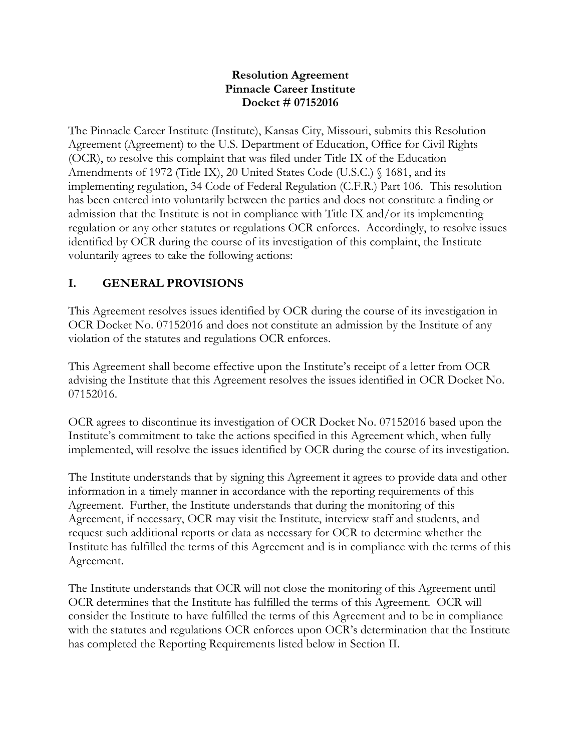**Resolution Agreement**
**Pinnacle Career Institute**
**Docket # 07152016**

The Pinnacle Career Institute (Institute), Kansas City, Missouri, submits this Resolution Agreement (Agreement) to the U.S. Department of Education, Office for Civil Rights (OCR), to resolve this complaint that was filed under Title IX of the Education Amendments of 1972 (Title IX), 20 United States Code (U.S.C.) § 1681, and its implementing regulation, 34 Code of Federal Regulation (C.F.R.) Part 106. This resolution has been entered into voluntarily between the parties and does not constitute a finding or admission that the Institute is not in compliance with Title IX and/or its implementing regulation or any other statutes or regulations OCR enforces. Accordingly, to resolve issues identified by OCR during the course of its investigation of this complaint, the Institute voluntarily agrees to take the following actions:

## I. GENERAL PROVISIONS

This Agreement resolves issues identified by OCR during the course of its investigation in OCR Docket No. 07152016 and does not constitute an admission by the Institute of any violation of the statutes and regulations OCR enforces.

This Agreement shall become effective upon the Institute's receipt of a letter from OCR advising the Institute that this Agreement resolves the issues identified in OCR Docket No. 07152016.

OCR agrees to discontinue its investigation of OCR Docket No. 07152016 based upon the Institute's commitment to take the actions specified in this Agreement which, when fully implemented, will resolve the issues identified by OCR during the course of its investigation.

The Institute understands that by signing this Agreement it agrees to provide data and other information in a timely manner in accordance with the reporting requirements of this Agreement. Further, the Institute understands that during the monitoring of this Agreement, if necessary, OCR may visit the Institute, interview staff and students, and request such additional reports or data as necessary for OCR to determine whether the Institute has fulfilled the terms of this Agreement and is in compliance with the terms of this Agreement.

The Institute understands that OCR will not close the monitoring of this Agreement until OCR determines that the Institute has fulfilled the terms of this Agreement. OCR will consider the Institute to have fulfilled the terms of this Agreement and to be in compliance with the statutes and regulations OCR enforces upon OCR's determination that the Institute has completed the Reporting Requirements listed below in Section II.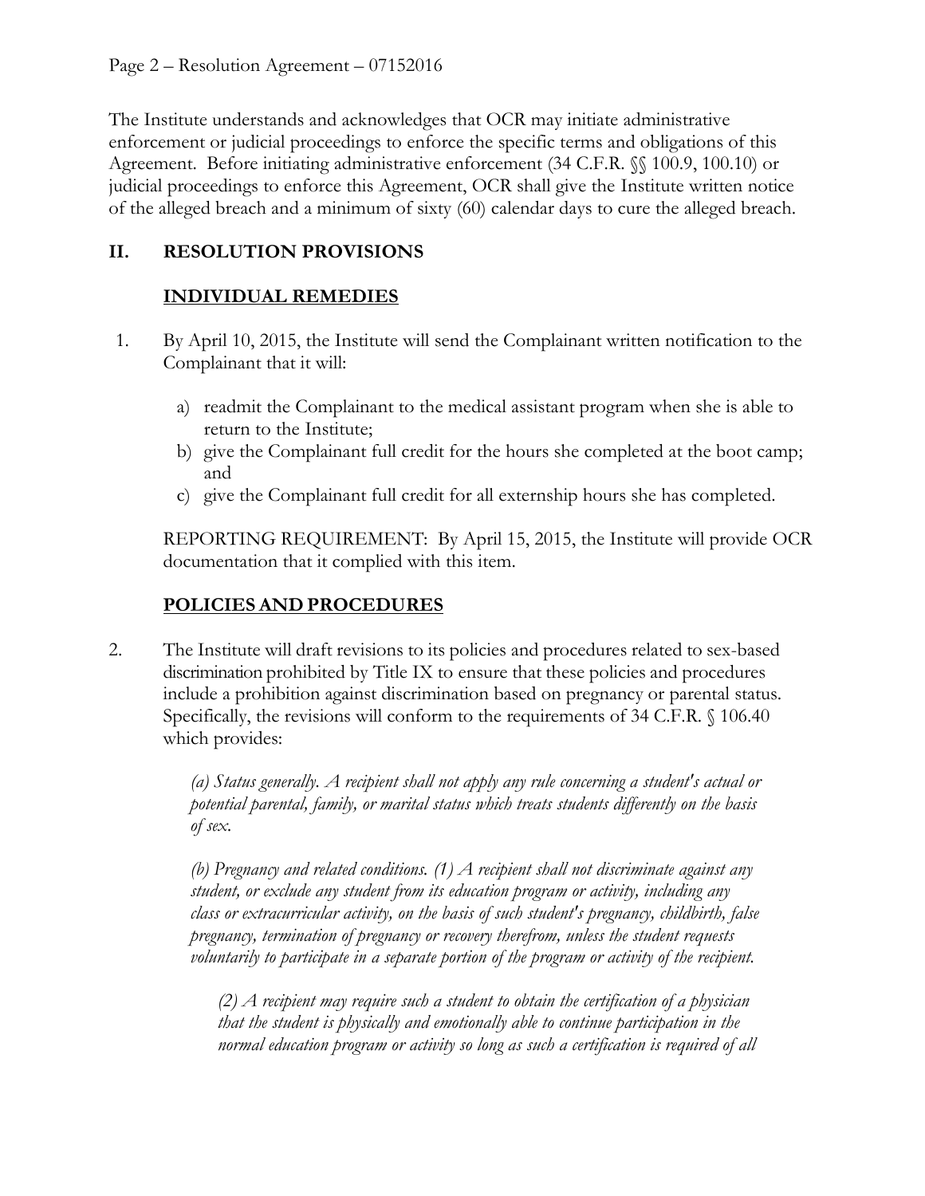The Institute understands and acknowledges that OCR may initiate administrative enforcement or judicial proceedings to enforce the specific terms and obligations of this Agreement. Before initiating administrative enforcement (34 C.F.R. §§ 100.9, 100.10) or judicial proceedings to enforce this Agreement, OCR shall give the Institute written notice of the alleged breach and a minimum of sixty (60) calendar days to cure the alleged breach.

## II. RESOLUTION PROVISIONS

### INDIVIDUAL REMEDIES

1. By April 10, 2015, the Institute will send the Complainant written notification to the Complainant that it will:

   a) readmit the Complainant to the medical assistant program when she is able to return to the Institute;
   b) give the Complainant full credit for the hours she completed at the boot camp; and
   c) give the Complainant full credit for all externship hours she has completed.

   REPORTING REQUIREMENT: By April 15, 2015, the Institute will provide OCR documentation that it complied with this item.

### POLICIES AND PROCEDURES

2. The Institute will draft revisions to its policies and procedures related to sex-based discrimination prohibited by Title IX to ensure that these policies and procedures include a prohibition against discrimination based on pregnancy or parental status. Specifically, the revisions will conform to the requirements of 34 C.F.R. § 106.40 which provides:

   *(a) Status generally. A recipient shall not apply any rule concerning a student's actual or potential parental, family, or marital status which treats students differently on the basis of sex.*

   *(b) Pregnancy and related conditions. (1) A recipient shall not discriminate against any student, or exclude any student from its education program or activity, including any class or extracurricular activity, on the basis of such student's pregnancy, childbirth, false pregnancy, termination of pregnancy or recovery therefrom, unless the student requests voluntarily to participate in a separate portion of the program or activity of the recipient.*

   *(2) A recipient may require such a student to obtain the certification of a physician that the student is physically and emotionally able to continue participation in the normal education program or activity so long as such a certification is required of all*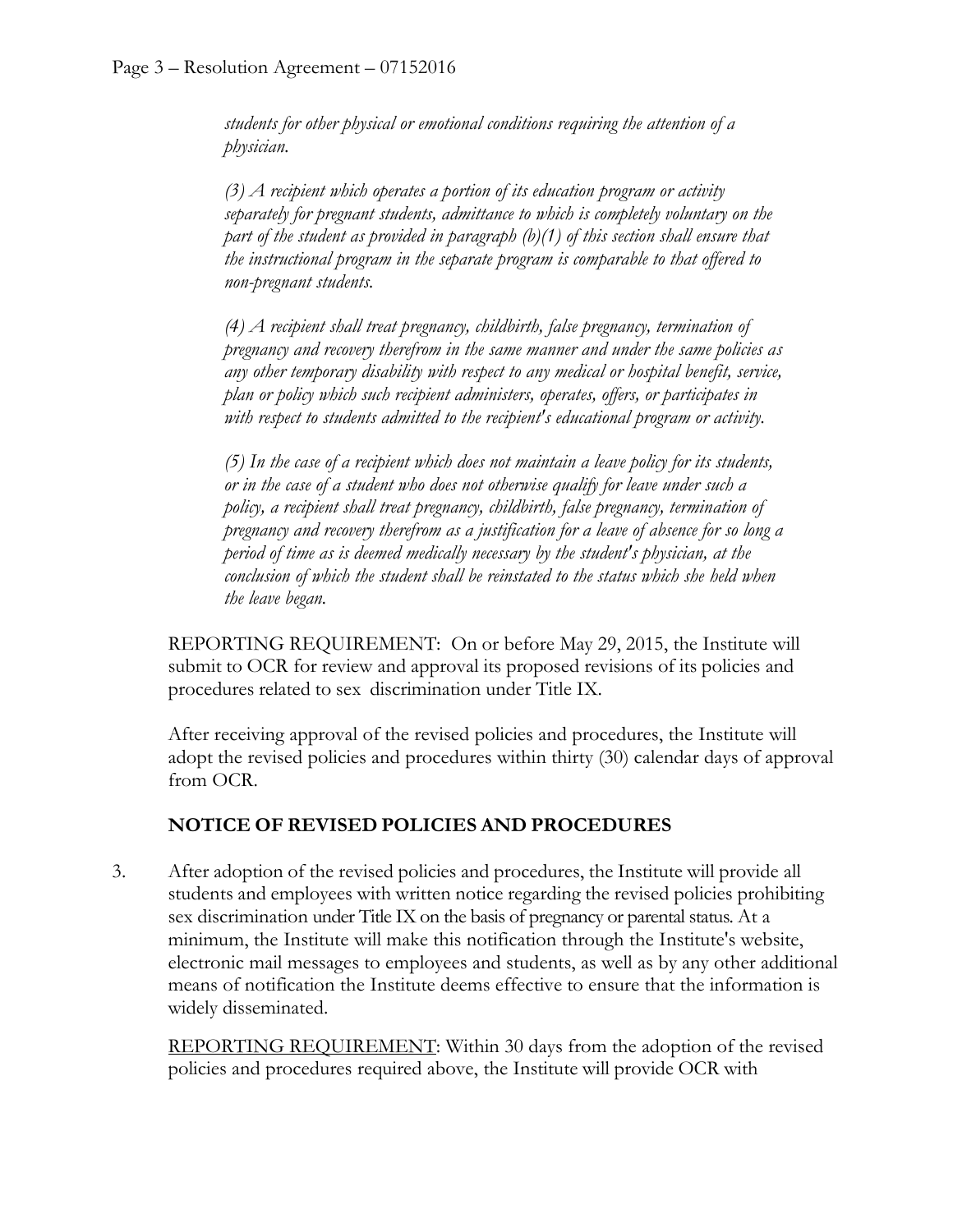*students for other physical or emotional conditions requiring the attention of a physician.*

*(3) A recipient which operates a portion of its education program or activity separately for pregnant students, admittance to which is completely voluntary on the part of the student as provided in paragraph (b)(1) of this section shall ensure that the instructional program in the separate program is comparable to that offered to non-pregnant students.*

*(4) A recipient shall treat pregnancy, childbirth, false pregnancy, termination of pregnancy and recovery therefrom in the same manner and under the same policies as any other temporary disability with respect to any medical or hospital benefit, service, plan or policy which such recipient administers, operates, offers, or participates in with respect to students admitted to the recipient's educational program or activity.*

*(5) In the case of a recipient which does not maintain a leave policy for its students, or in the case of a student who does not otherwise qualify for leave under such a policy, a recipient shall treat pregnancy, childbirth, false pregnancy, termination of pregnancy and recovery therefrom as a justification for a leave of absence for so long a period of time as is deemed medically necessary by the student's physician, at the conclusion of which the student shall be reinstated to the status which she held when the leave began.*

REPORTING REQUIREMENT: On or before May 29, 2015, the Institute will submit to OCR for review and approval its proposed revisions of its policies and procedures related to sex discrimination under Title IX.

After receiving approval of the revised policies and procedures, the Institute will adopt the revised policies and procedures within thirty (30) calendar days of approval from OCR.

**NOTICE OF REVISED POLICIES AND PROCEDURES**

3. After adoption of the revised policies and procedures, the Institute will provide all students and employees with written notice regarding the revised policies prohibiting sex discrimination under Title IX on the basis of pregnancy or parental status. At a minimum, the Institute will make this notification through the Institute's website, electronic mail messages to employees and students, as well as by any other additional means of notification the Institute deems effective to ensure that the information is widely disseminated.

   REPORTING REQUIREMENT: Within 30 days from the adoption of the revised policies and procedures required above, the Institute will provide OCR with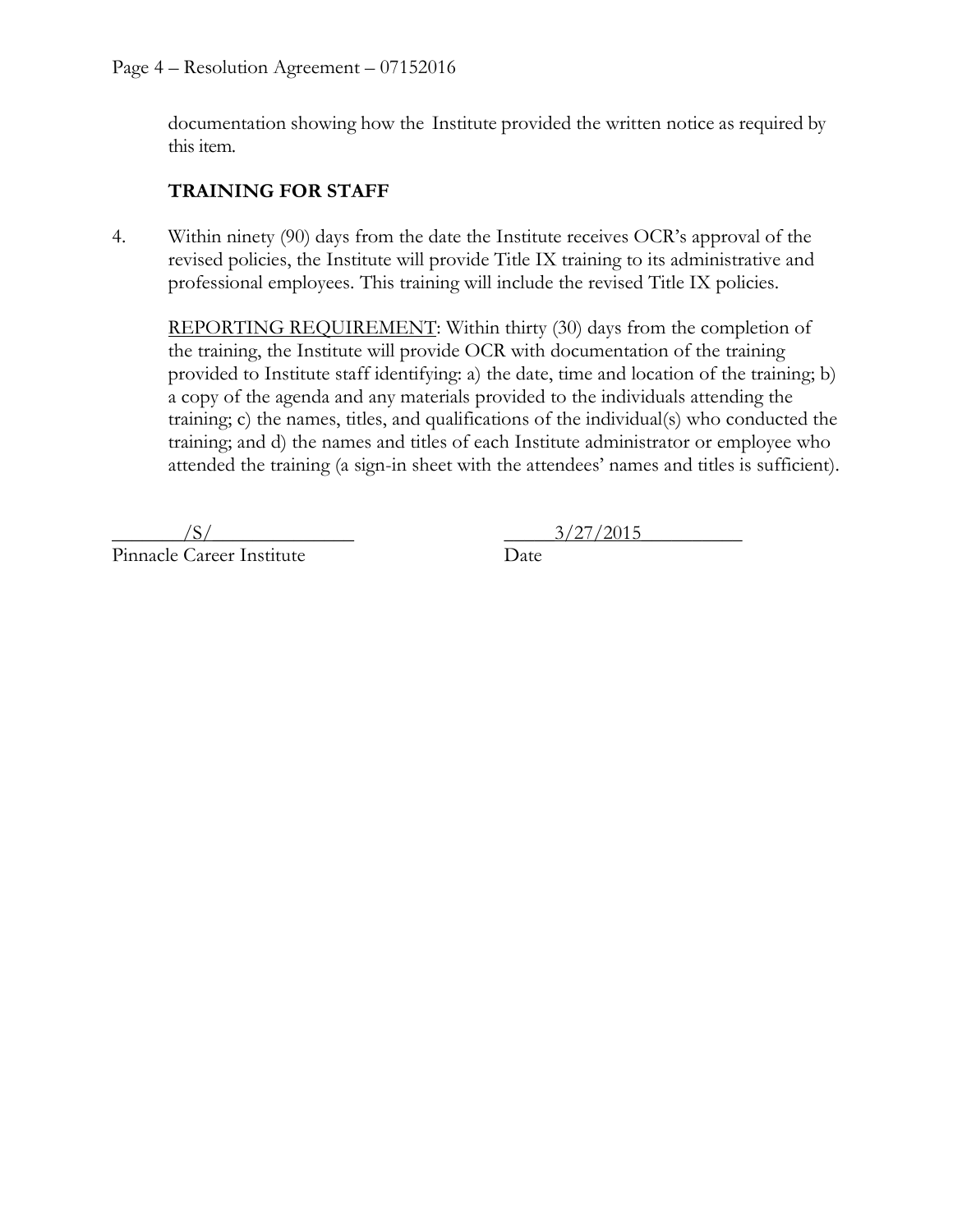documentation showing how the Institute provided the written notice as required by this item.

**TRAINING FOR STAFF**

4. Within ninety (90) days from the date the Institute receives OCR's approval of the revised policies, the Institute will provide Title IX training to its administrative and professional employees. This training will include the revised Title IX policies.

   REPORTING REQUIREMENT: Within thirty (30) days from the completion of the training, the Institute will provide OCR with documentation of the training provided to Institute staff identifying: a) the date, time and location of the training; b) a copy of the agenda and any materials provided to the individuals attending the training; c) the names, titles, and qualifications of the individual(s) who conducted the training; and d) the names and titles of each Institute administrator or employee who attended the training (a sign-in sheet with the attendees' names and titles is sufficient).

/S/
Pinnacle Career Institute

3/27/2015
Date